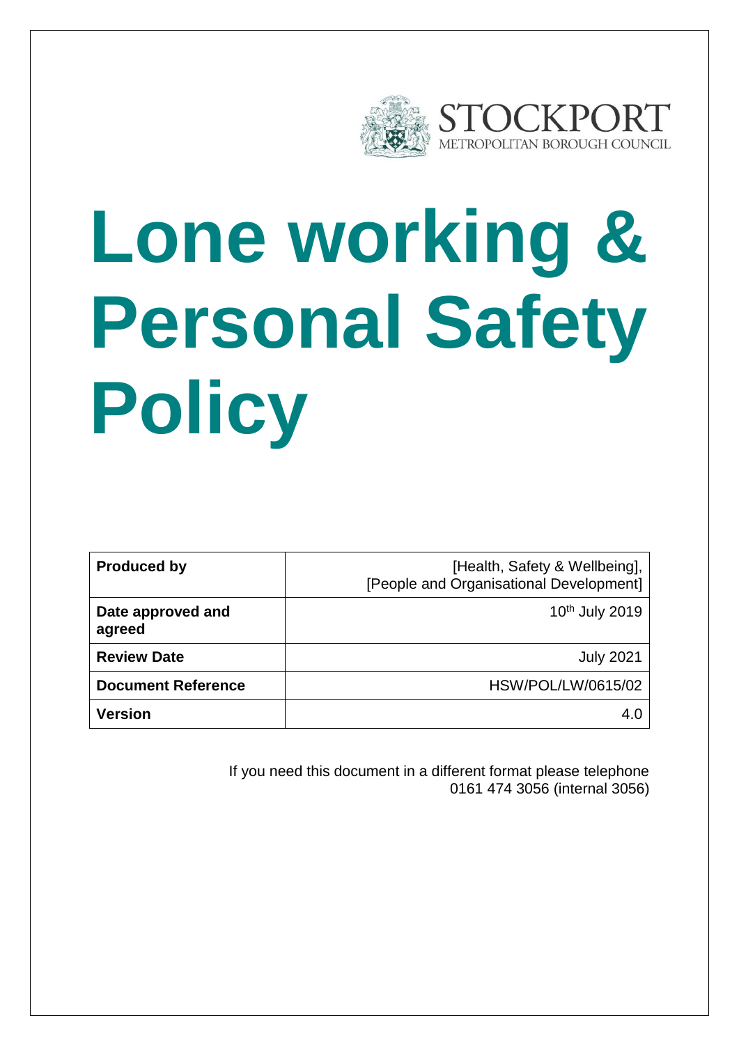STOCKPORT
METROPOLITAN BOROUGH COUNCIL

# Lone working & Personal Safety Policy

| **Produced by** | [Health, Safety & Wellbeing], [People and Organisational Development] |
|---|---|
| **Date approved and agreed** | 10th July 2019 |
| **Review Date** | July 2021 |
| **Document Reference** | HSW/POL/LW/0615/02 |
| **Version** | 4.0 |

If you need this document in a different format please telephone 0161 474 3056 (internal 3056)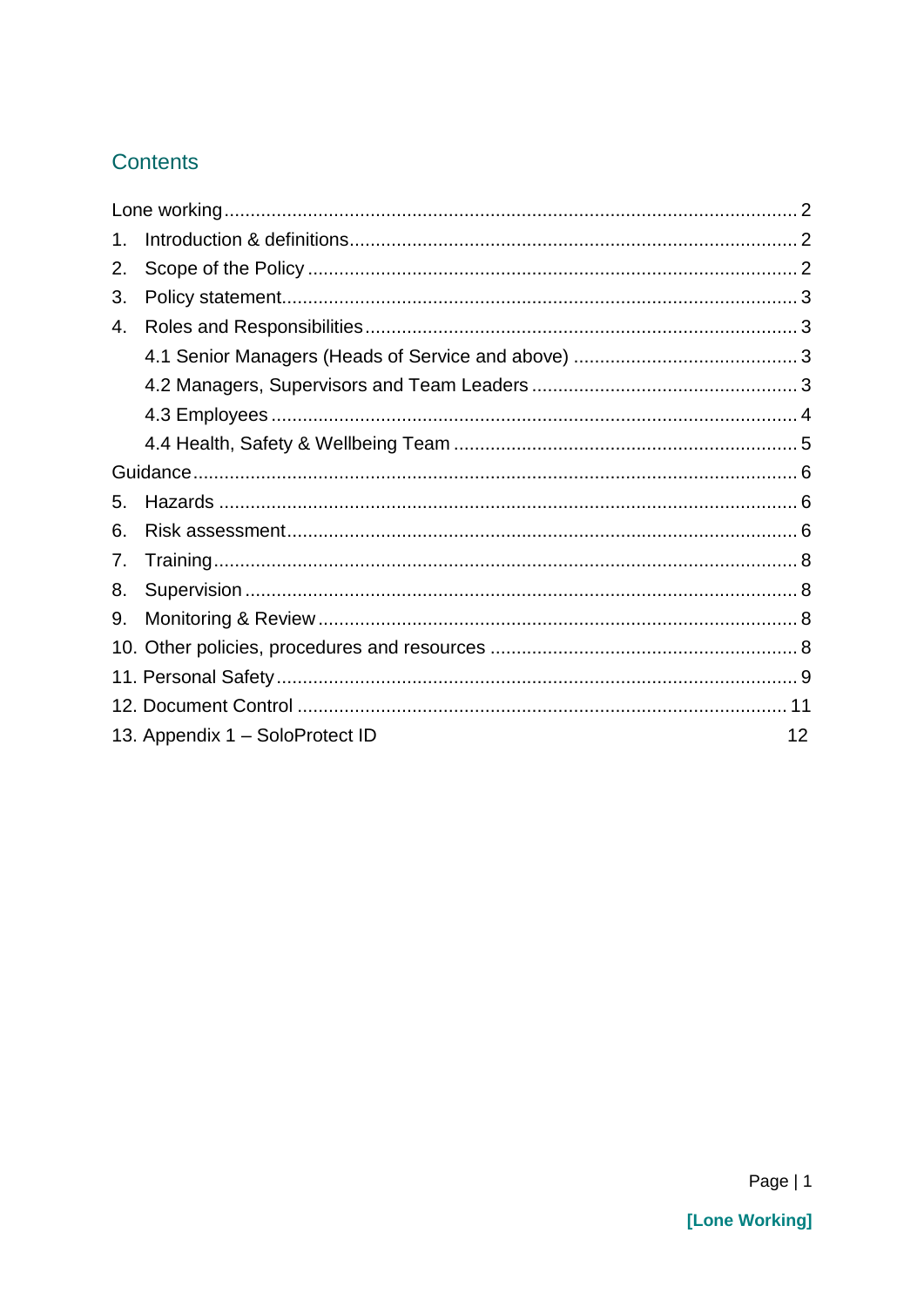## Contents

- Lone working ........ 2
- 1. Introduction & definitions ........ 2
- 2. Scope of the Policy ........ 2
- 3. Policy statement ........ 3
- 4. Roles and Responsibilities ........ 3
  - 4.1 Senior Managers (Heads of Service and above) ........ 3
  - 4.2 Managers, Supervisors and Team Leaders ........ 3
  - 4.3 Employees ........ 4
  - 4.4 Health, Safety & Wellbeing Team ........ 5
- Guidance ........ 6
- 5. Hazards ........ 6
- 6. Risk assessment ........ 6
- 7. Training ........ 8
- 8. Supervision ........ 8
- 9. Monitoring & Review ........ 8
- 10. Other policies, procedures and resources ........ 8
- 11. Personal Safety ........ 9
- 12. Document Control ........ 11
- 13. Appendix 1 – SoloProtect ID 12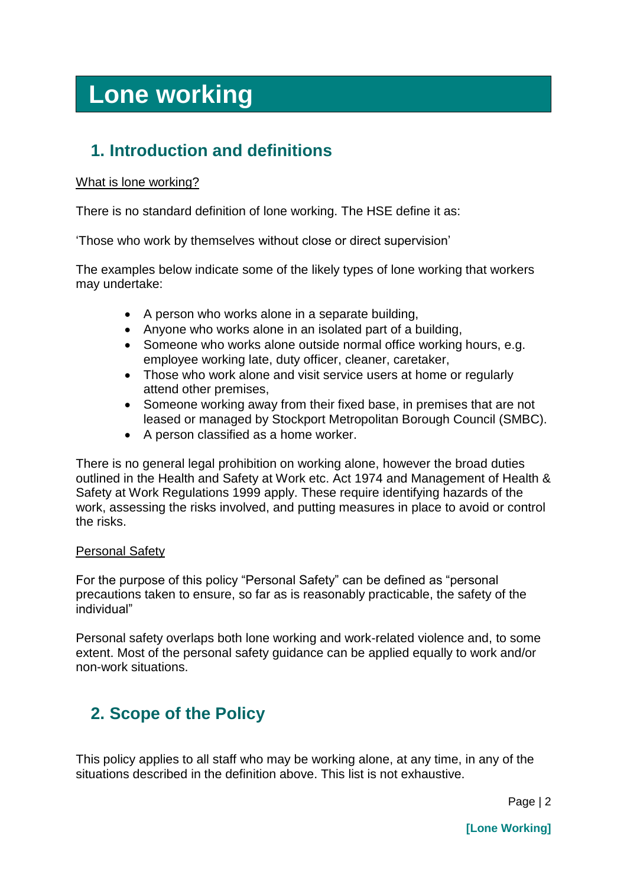# Lone working

## 1. Introduction and definitions

What is lone working?

There is no standard definition of lone working. The HSE define it as:

'Those who work by themselves without close or direct supervision'

The examples below indicate some of the likely types of lone working that workers may undertake:

- A person who works alone in a separate building,
- Anyone who works alone in an isolated part of a building,
- Someone who works alone outside normal office working hours, e.g. employee working late, duty officer, cleaner, caretaker,
- Those who work alone and visit service users at home or regularly attend other premises,
- Someone working away from their fixed base, in premises that are not leased or managed by Stockport Metropolitan Borough Council (SMBC).
- A person classified as a home worker.

There is no general legal prohibition on working alone, however the broad duties outlined in the Health and Safety at Work etc. Act 1974 and Management of Health & Safety at Work Regulations 1999 apply. These require identifying hazards of the work, assessing the risks involved, and putting measures in place to avoid or control the risks.

Personal Safety

For the purpose of this policy "Personal Safety" can be defined as "personal precautions taken to ensure, so far as is reasonably practicable, the safety of the individual"

Personal safety overlaps both lone working and work-related violence and, to some extent. Most of the personal safety guidance can be applied equally to work and/or non-work situations.

## 2. Scope of the Policy

This policy applies to all staff who may be working alone, at any time, in any of the situations described in the definition above. This list is not exhaustive.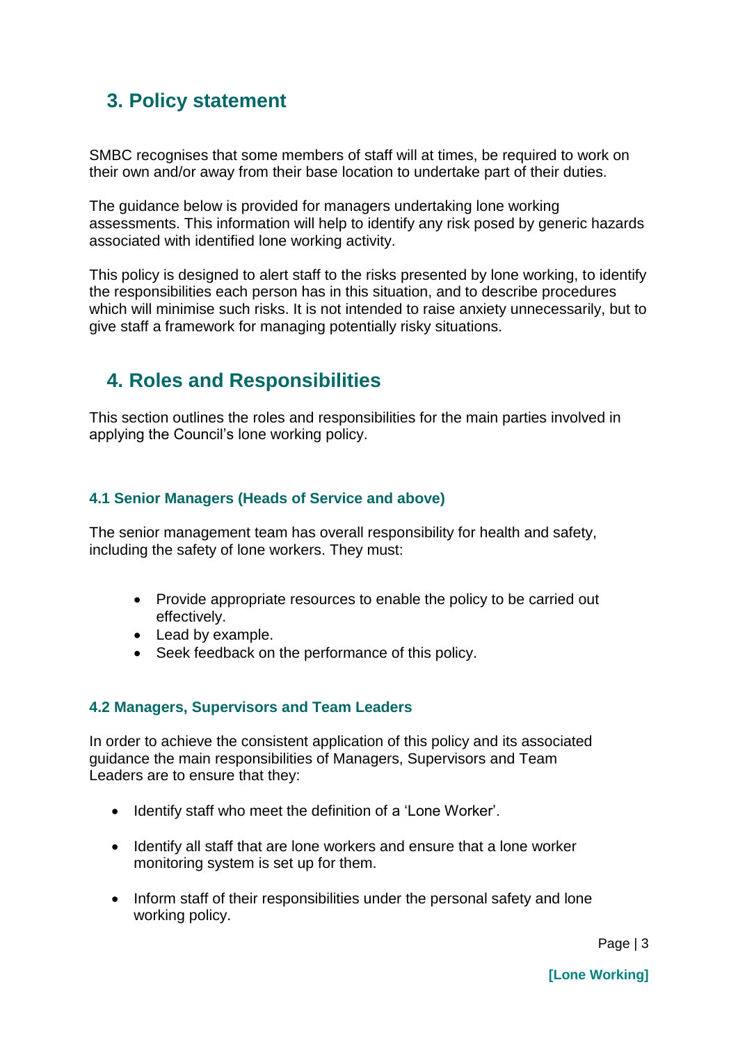## 3. Policy statement

SMBC recognises that some members of staff will at times, be required to work on their own and/or away from their base location to undertake part of their duties.

The guidance below is provided for managers undertaking lone working assessments. This information will help to identify any risk posed by generic hazards associated with identified lone working activity.

This policy is designed to alert staff to the risks presented by lone working, to identify the responsibilities each person has in this situation, and to describe procedures which will minimise such risks. It is not intended to raise anxiety unnecessarily, but to give staff a framework for managing potentially risky situations.

## 4. Roles and Responsibilities

This section outlines the roles and responsibilities for the main parties involved in applying the Council's lone working policy.

### 4.1 Senior Managers (Heads of Service and above)

The senior management team has overall responsibility for health and safety, including the safety of lone workers. They must:

- Provide appropriate resources to enable the policy to be carried out effectively.
- Lead by example.
- Seek feedback on the performance of this policy.

### 4.2 Managers, Supervisors and Team Leaders

In order to achieve the consistent application of this policy and its associated guidance the main responsibilities of Managers, Supervisors and Team Leaders are to ensure that they:

- Identify staff who meet the definition of a 'Lone Worker'.
- Identify all staff that are lone workers and ensure that a lone worker monitoring system is set up for them.
- Inform staff of their responsibilities under the personal safety and lone working policy.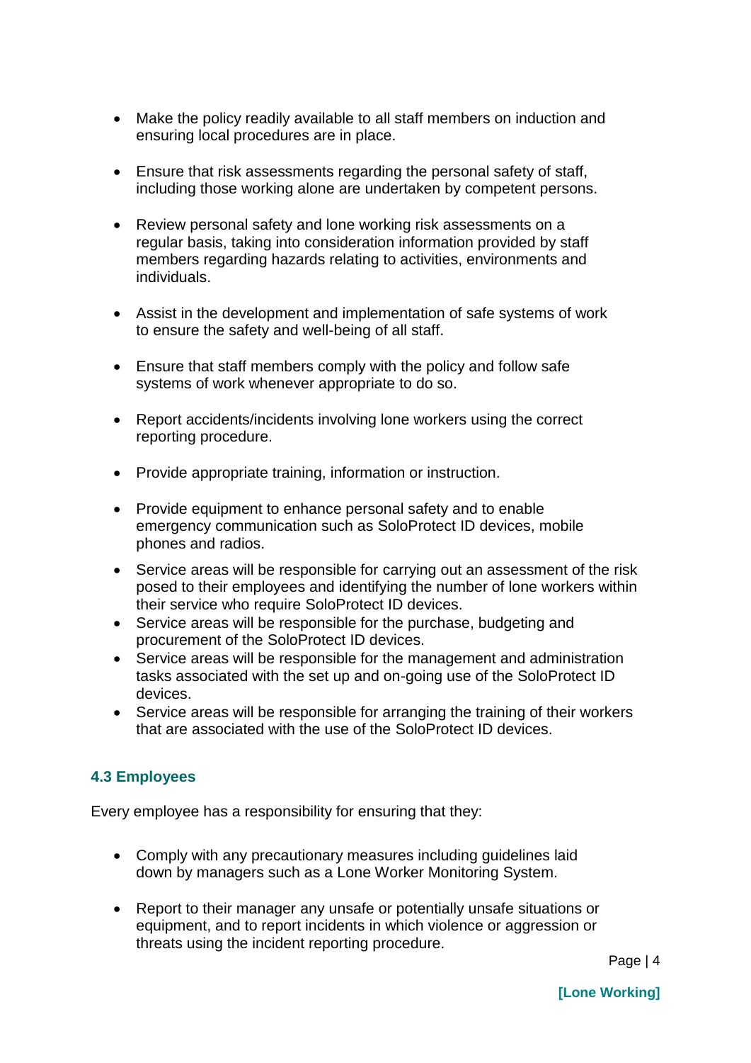- Make the policy readily available to all staff members on induction and ensuring local procedures are in place.

- Ensure that risk assessments regarding the personal safety of staff, including those working alone are undertaken by competent persons.

- Review personal safety and lone working risk assessments on a regular basis, taking into consideration information provided by staff members regarding hazards relating to activities, environments and individuals.

- Assist in the development and implementation of safe systems of work to ensure the safety and well-being of all staff.

- Ensure that staff members comply with the policy and follow safe systems of work whenever appropriate to do so.

- Report accidents/incidents involving lone workers using the correct reporting procedure.

- Provide appropriate training, information or instruction.

- Provide equipment to enhance personal safety and to enable emergency communication such as SoloProtect ID devices, mobile phones and radios.

- Service areas will be responsible for carrying out an assessment of the risk posed to their employees and identifying the number of lone workers within their service who require SoloProtect ID devices.
- Service areas will be responsible for the purchase, budgeting and procurement of the SoloProtect ID devices.
- Service areas will be responsible for the management and administration tasks associated with the set up and on-going use of the SoloProtect ID devices.
- Service areas will be responsible for arranging the training of their workers that are associated with the use of the SoloProtect ID devices.

### 4.3 Employees

Every employee has a responsibility for ensuring that they:

- Comply with any precautionary measures including guidelines laid down by managers such as a Lone Worker Monitoring System.

- Report to their manager any unsafe or potentially unsafe situations or equipment, and to report incidents in which violence or aggression or threats using the incident reporting procedure.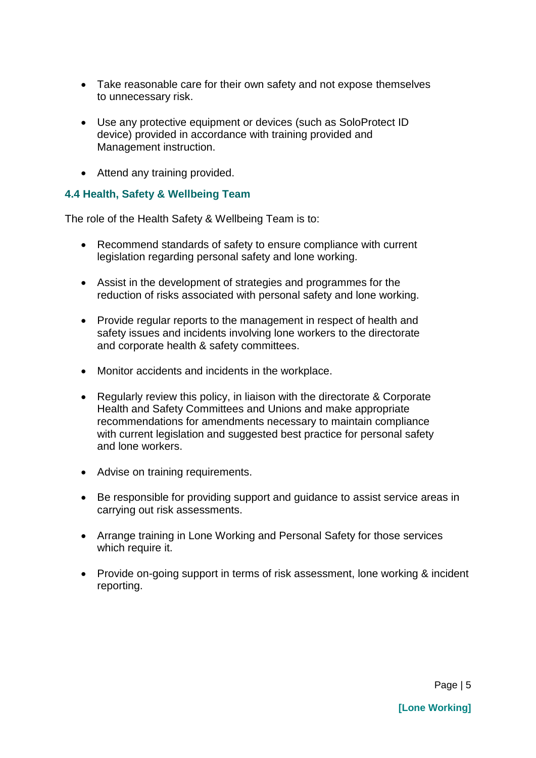- Take reasonable care for their own safety and not expose themselves to unnecessary risk.
- Use any protective equipment or devices (such as SoloProtect ID device) provided in accordance with training provided and Management instruction.
- Attend any training provided.

### 4.4 Health, Safety & Wellbeing Team

The role of the Health Safety & Wellbeing Team is to:

- Recommend standards of safety to ensure compliance with current legislation regarding personal safety and lone working.
- Assist in the development of strategies and programmes for the reduction of risks associated with personal safety and lone working.
- Provide regular reports to the management in respect of health and safety issues and incidents involving lone workers to the directorate and corporate health & safety committees.
- Monitor accidents and incidents in the workplace.
- Regularly review this policy, in liaison with the directorate & Corporate Health and Safety Committees and Unions and make appropriate recommendations for amendments necessary to maintain compliance with current legislation and suggested best practice for personal safety and lone workers.
- Advise on training requirements.
- Be responsible for providing support and guidance to assist service areas in carrying out risk assessments.
- Arrange training in Lone Working and Personal Safety for those services which require it.
- Provide on-going support in terms of risk assessment, lone working & incident reporting.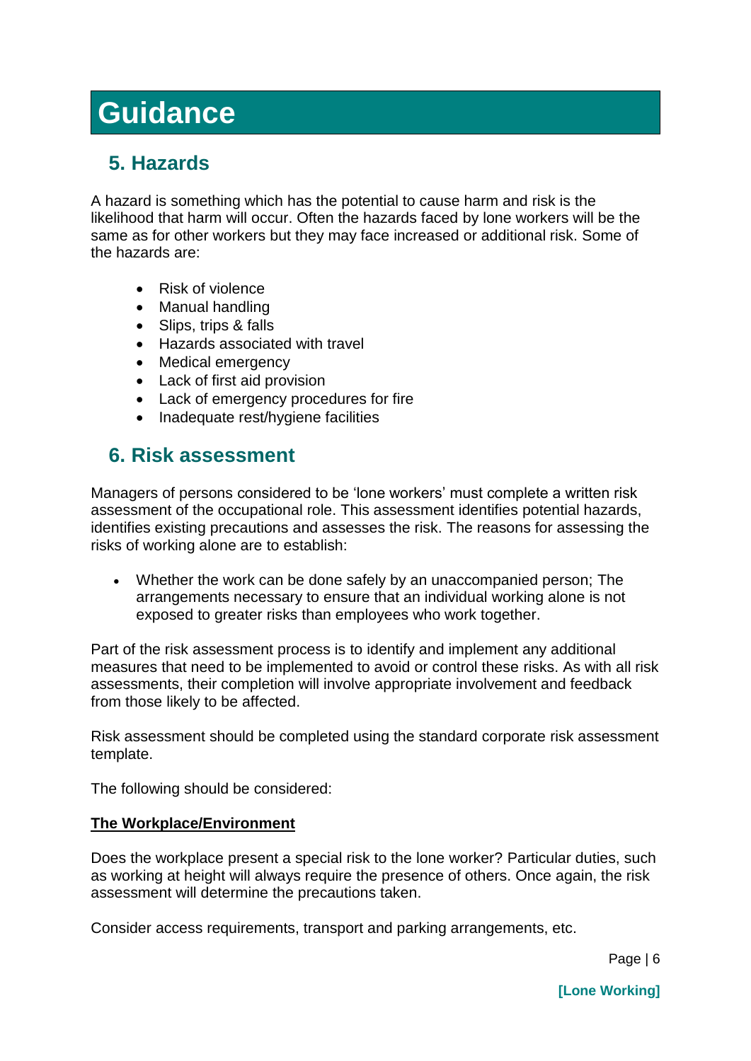# Guidance

## 5. Hazards

A hazard is something which has the potential to cause harm and risk is the likelihood that harm will occur. Often the hazards faced by lone workers will be the same as for other workers but they may face increased or additional risk. Some of the hazards are:

- Risk of violence
- Manual handling
- Slips, trips & falls
- Hazards associated with travel
- Medical emergency
- Lack of first aid provision
- Lack of emergency procedures for fire
- Inadequate rest/hygiene facilities

## 6. Risk assessment

Managers of persons considered to be 'lone workers' must complete a written risk assessment of the occupational role. This assessment identifies potential hazards, identifies existing precautions and assesses the risk. The reasons for assessing the risks of working alone are to establish:

- Whether the work can be done safely by an unaccompanied person; The arrangements necessary to ensure that an individual working alone is not exposed to greater risks than employees who work together.

Part of the risk assessment process is to identify and implement any additional measures that need to be implemented to avoid or control these risks. As with all risk assessments, their completion will involve appropriate involvement and feedback from those likely to be affected.

Risk assessment should be completed using the standard corporate risk assessment template.

The following should be considered:

**The Workplace/Environment**

Does the workplace present a special risk to the lone worker? Particular duties, such as working at height will always require the presence of others. Once again, the risk assessment will determine the precautions taken.

Consider access requirements, transport and parking arrangements, etc.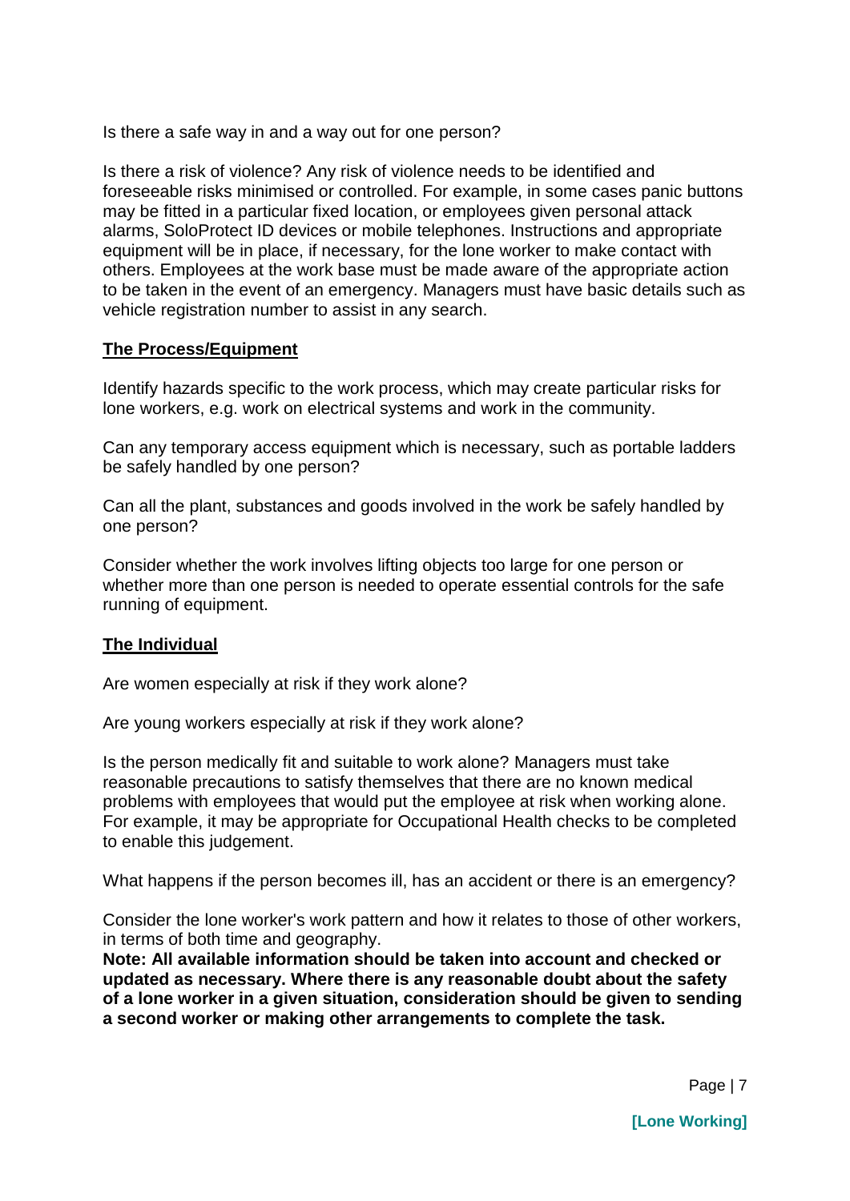Is there a safe way in and a way out for one person?

Is there a risk of violence? Any risk of violence needs to be identified and foreseeable risks minimised or controlled. For example, in some cases panic buttons may be fitted in a particular fixed location, or employees given personal attack alarms, SoloProtect ID devices or mobile telephones. Instructions and appropriate equipment will be in place, if necessary, for the lone worker to make contact with others. Employees at the work base must be made aware of the appropriate action to be taken in the event of an emergency. Managers must have basic details such as vehicle registration number to assist in any search.

**The Process/Equipment**

Identify hazards specific to the work process, which may create particular risks for lone workers, e.g. work on electrical systems and work in the community.

Can any temporary access equipment which is necessary, such as portable ladders be safely handled by one person?

Can all the plant, substances and goods involved in the work be safely handled by one person?

Consider whether the work involves lifting objects too large for one person or whether more than one person is needed to operate essential controls for the safe running of equipment.

**The Individual**

Are women especially at risk if they work alone?

Are young workers especially at risk if they work alone?

Is the person medically fit and suitable to work alone? Managers must take reasonable precautions to satisfy themselves that there are no known medical problems with employees that would put the employee at risk when working alone. For example, it may be appropriate for Occupational Health checks to be completed to enable this judgement.

What happens if the person becomes ill, has an accident or there is an emergency?

Consider the lone worker's work pattern and how it relates to those of other workers, in terms of both time and geography.

**Note: All available information should be taken into account and checked or updated as necessary. Where there is any reasonable doubt about the safety of a lone worker in a given situation, consideration should be given to sending a second worker or making other arrangements to complete the task.**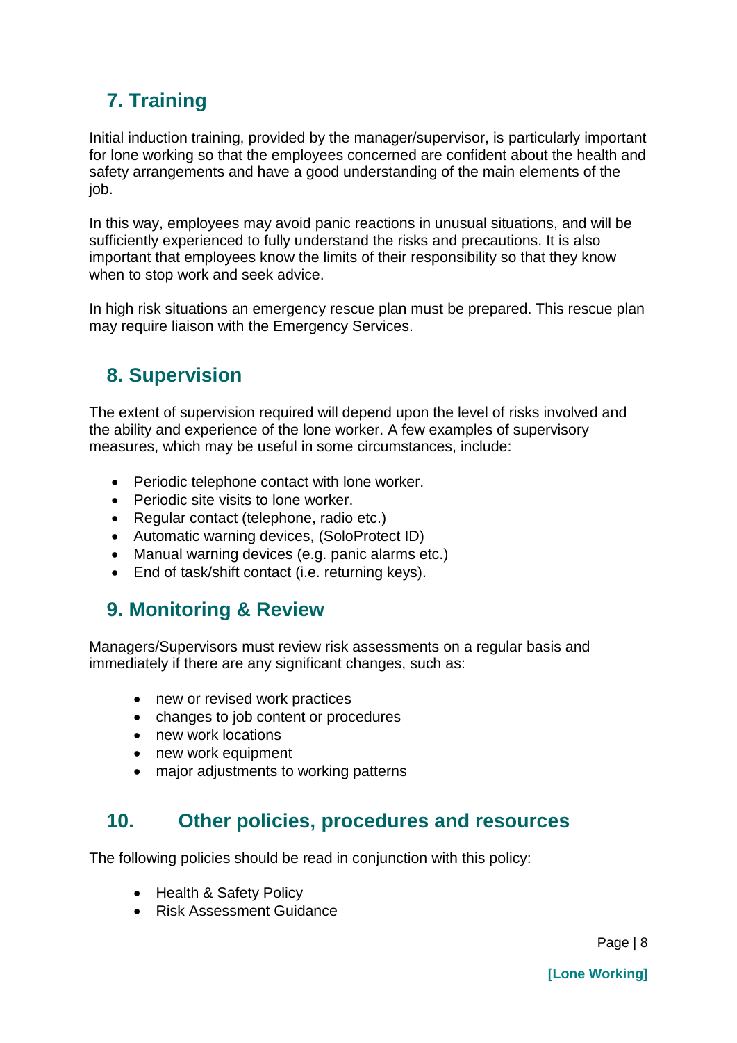## 7. Training

Initial induction training, provided by the manager/supervisor, is particularly important for lone working so that the employees concerned are confident about the health and safety arrangements and have a good understanding of the main elements of the job.

In this way, employees may avoid panic reactions in unusual situations, and will be sufficiently experienced to fully understand the risks and precautions. It is also important that employees know the limits of their responsibility so that they know when to stop work and seek advice.

In high risk situations an emergency rescue plan must be prepared. This rescue plan may require liaison with the Emergency Services.

## 8. Supervision

The extent of supervision required will depend upon the level of risks involved and the ability and experience of the lone worker. A few examples of supervisory measures, which may be useful in some circumstances, include:

- Periodic telephone contact with lone worker.
- Periodic site visits to lone worker.
- Regular contact (telephone, radio etc.)
- Automatic warning devices, (SoloProtect ID)
- Manual warning devices (e.g. panic alarms etc.)
- End of task/shift contact (i.e. returning keys).

## 9. Monitoring & Review

Managers/Supervisors must review risk assessments on a regular basis and immediately if there are any significant changes, such as:

- new or revised work practices
- changes to job content or procedures
- new work locations
- new work equipment
- major adjustments to working patterns

## 10. Other policies, procedures and resources

The following policies should be read in conjunction with this policy:

- Health & Safety Policy
- Risk Assessment Guidance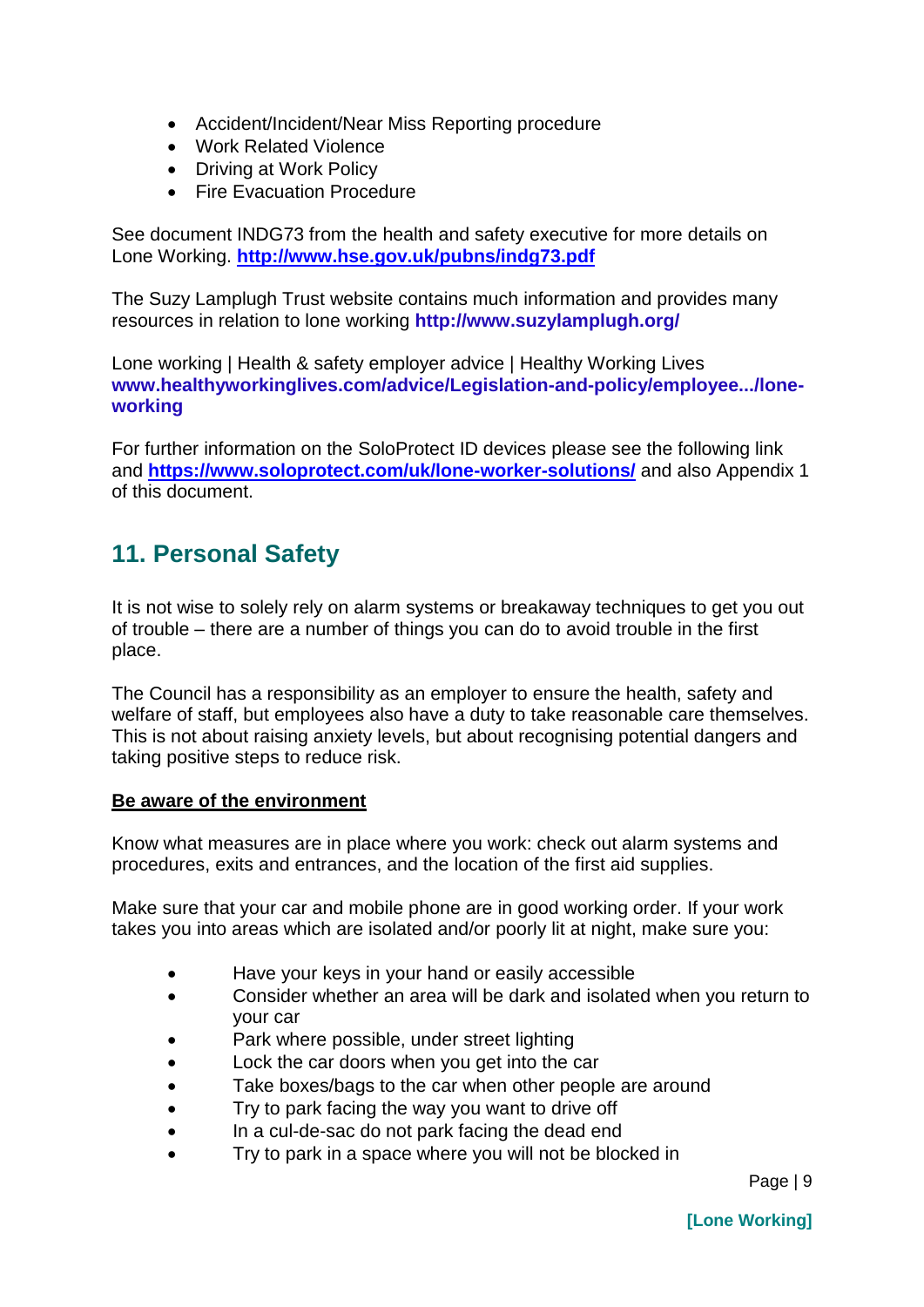- Accident/Incident/Near Miss Reporting procedure
- Work Related Violence
- Driving at Work Policy
- Fire Evacuation Procedure

See document INDG73 from the health and safety executive for more details on Lone Working. **http://www.hse.gov.uk/pubns/indg73.pdf**

The Suzy Lamplugh Trust website contains much information and provides many resources in relation to lone working **http://www.suzylamplugh.org/**

Lone working | Health & safety employer advice | Healthy Working Lives **www.healthyworkinglives.com/advice/Legislation-and-policy/employee.../lone-working**

For further information on the SoloProtect ID devices please see the following link and **https://www.soloprotect.com/uk/lone-worker-solutions/** and also Appendix 1 of this document.

## 11. Personal Safety

It is not wise to solely rely on alarm systems or breakaway techniques to get you out of trouble – there are a number of things you can do to avoid trouble in the first place.

The Council has a responsibility as an employer to ensure the health, safety and welfare of staff, but employees also have a duty to take reasonable care themselves. This is not about raising anxiety levels, but about recognising potential dangers and taking positive steps to reduce risk.

**Be aware of the environment**

Know what measures are in place where you work: check out alarm systems and procedures, exits and entrances, and the location of the first aid supplies.

Make sure that your car and mobile phone are in good working order. If your work takes you into areas which are isolated and/or poorly lit at night, make sure you:

- Have your keys in your hand or easily accessible
- Consider whether an area will be dark and isolated when you return to your car
- Park where possible, under street lighting
- Lock the car doors when you get into the car
- Take boxes/bags to the car when other people are around
- Try to park facing the way you want to drive off
- In a cul-de-sac do not park facing the dead end
- Try to park in a space where you will not be blocked in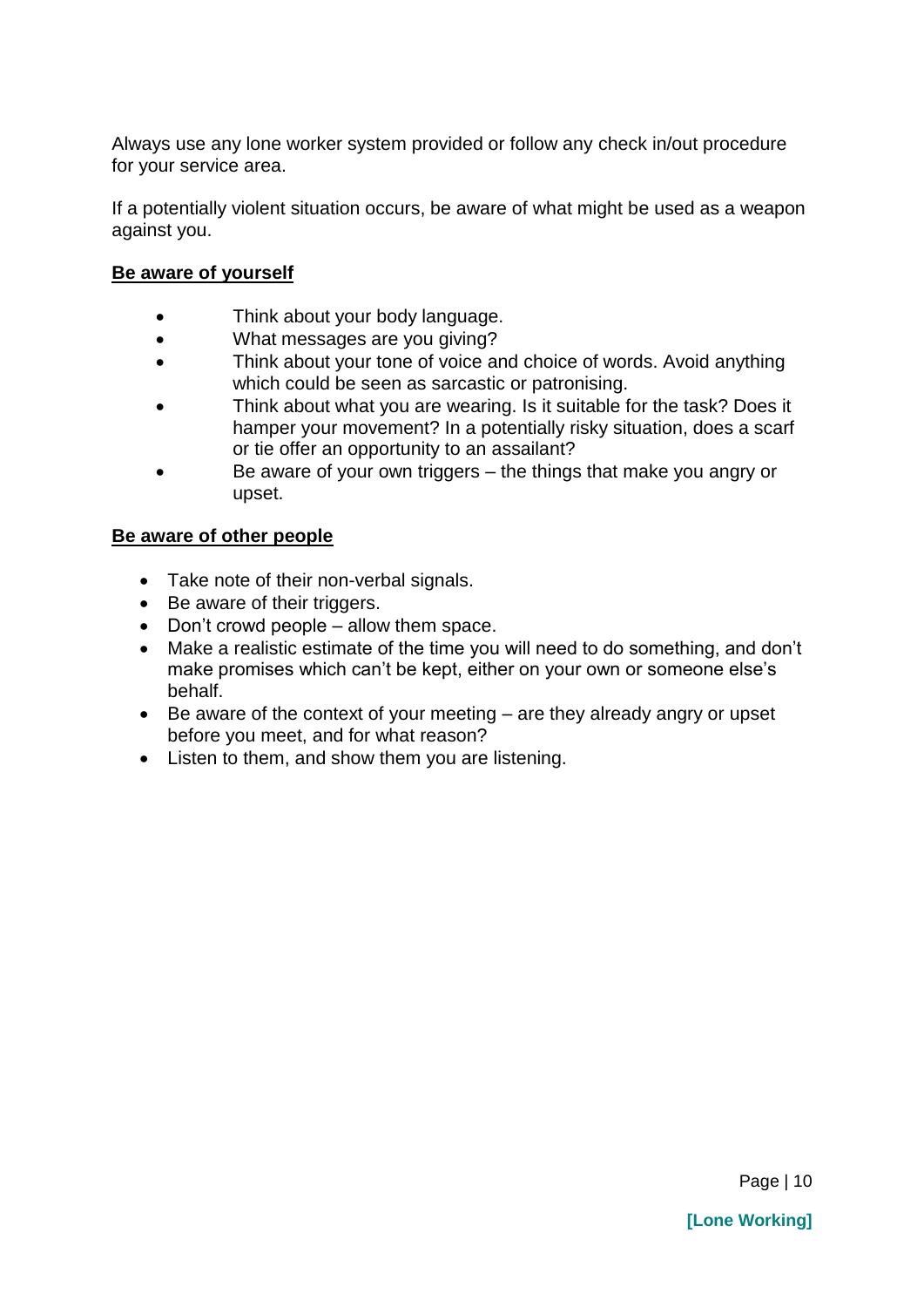Always use any lone worker system provided or follow any check in/out procedure for your service area.

If a potentially violent situation occurs, be aware of what might be used as a weapon against you.

**Be aware of yourself**

- Think about your body language.
- What messages are you giving?
- Think about your tone of voice and choice of words. Avoid anything which could be seen as sarcastic or patronising.
- Think about what you are wearing. Is it suitable for the task? Does it hamper your movement? In a potentially risky situation, does a scarf or tie offer an opportunity to an assailant?
- Be aware of your own triggers – the things that make you angry or upset.

**Be aware of other people**

- Take note of their non-verbal signals.
- Be aware of their triggers.
- Don't crowd people – allow them space.
- Make a realistic estimate of the time you will need to do something, and don't make promises which can't be kept, either on your own or someone else's behalf.
- Be aware of the context of your meeting – are they already angry or upset before you meet, and for what reason?
- Listen to them, and show them you are listening.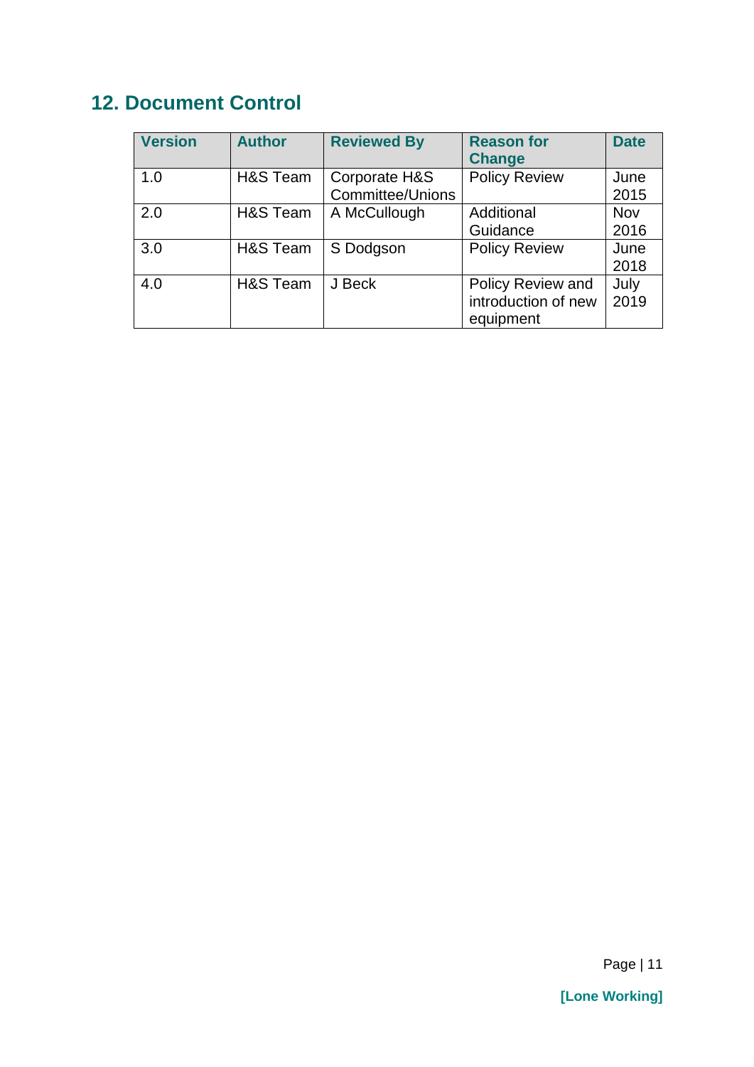## 12. Document Control

| Version | Author | Reviewed By | Reason for Change | Date |
| --- | --- | --- | --- | --- |
| 1.0 | H&S Team | Corporate H&S Committee/Unions | Policy Review | June 2015 |
| 2.0 | H&S Team | A McCullough | Additional Guidance | Nov 2016 |
| 3.0 | H&S Team | S Dodgson | Policy Review | June 2018 |
| 4.0 | H&S Team | J Beck | Policy Review and introduction of new equipment | July 2019 |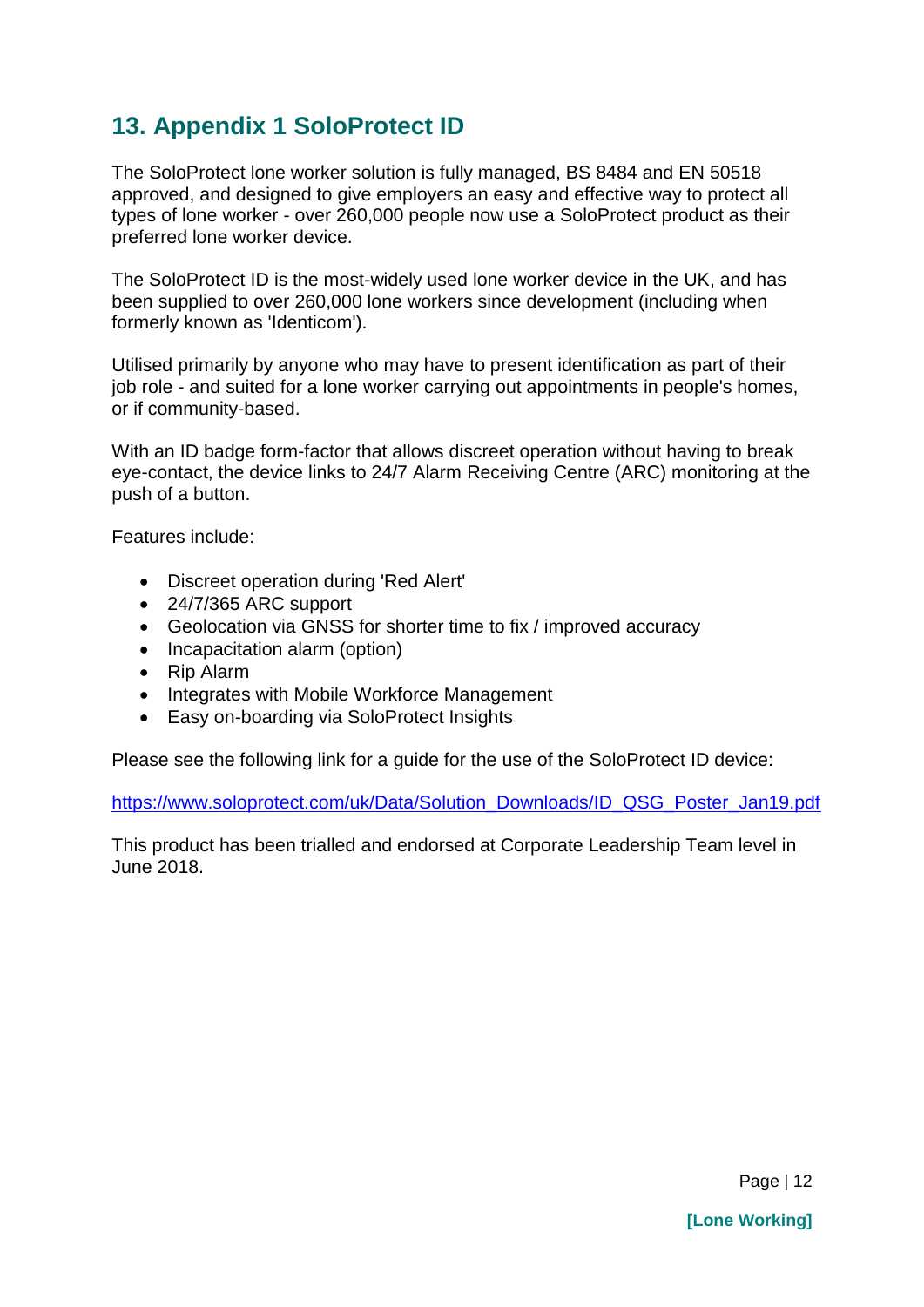## 13. Appendix 1 SoloProtect ID

The SoloProtect lone worker solution is fully managed, BS 8484 and EN 50518 approved, and designed to give employers an easy and effective way to protect all types of lone worker - over 260,000 people now use a SoloProtect product as their preferred lone worker device.

The SoloProtect ID is the most-widely used lone worker device in the UK, and has been supplied to over 260,000 lone workers since development (including when formerly known as 'Identicom').

Utilised primarily by anyone who may have to present identification as part of their job role - and suited for a lone worker carrying out appointments in people's homes, or if community-based.

With an ID badge form-factor that allows discreet operation without having to break eye-contact, the device links to 24/7 Alarm Receiving Centre (ARC) monitoring at the push of a button.

Features include:

- Discreet operation during 'Red Alert'
- 24/7/365 ARC support
- Geolocation via GNSS for shorter time to fix / improved accuracy
- Incapacitation alarm (option)
- Rip Alarm
- Integrates with Mobile Workforce Management
- Easy on-boarding via SoloProtect Insights

Please see the following link for a guide for the use of the SoloProtect ID device:

https://www.soloprotect.com/uk/Data/Solution_Downloads/ID_QSG_Poster_Jan19.pdf

This product has been trialled and endorsed at Corporate Leadership Team level in June 2018.